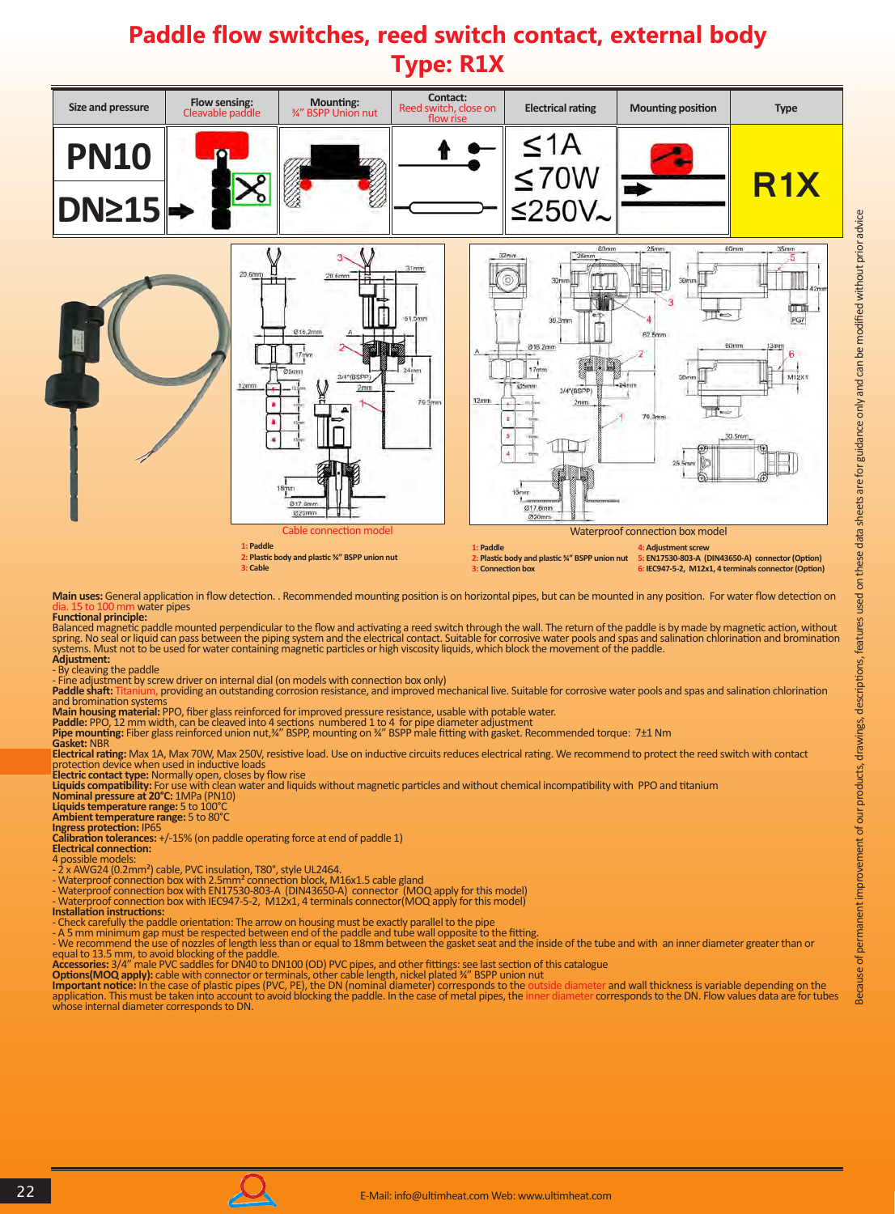# Paddle flow switches, reed switch contact, external body

## Type: R1X

| Size and pressure | Flow sensing: Cleavable paddle | Mounting: ¾" BSPP Union nut | Contact: Reed switch, close on flow rise | Electrical rating | Mounting position | Type |
|---|---|---|---|---|---|---|
| PN10 DN≥15 | | | | ≤1A ≤70W ≤250V~ | | R1X |

Cable connection model

1: Paddle
2: Plastic body and plastic ¾" BSPP union nut
3: Cable

Waterproof connection box model

1: Paddle
2: Plastic body and plastic ¾" BSPP union nut
3: Connection box
4: Adjustment screw
5: EN17530-803-A (DIN43650-A) connector (Option)
6: IEC947-5-2, M12x1, 4 terminals connector (Option)

**Main uses:** General application in flow detection. . Recommended mounting position is on horizontal pipes, but can be mounted in any position. For water flow detection on dia. 15 to 100 mm water pipes

**Functional principle:**
Balanced magnetic paddle mounted perpendicular to the flow and activating a reed switch through the wall. The return of the paddle is by made by magnetic action, without spring. No seal or liquid can pass between the piping system and the electrical contact. Suitable for corrosive water pools and spas and salination chlorination and bromination systems. Must not to be used for water containing magnetic particles or high viscosity liquids, which block the movement of the paddle.

**Adjustment:**
- By cleaving the paddle
- Fine adjustment by screw driver on internal dial (on models with connection box only)

**Paddle shaft:** Titanium, providing an outstanding corrosion resistance, and improved mechanical live. Suitable for corrosive water pools and spas and salination chlorination and bromination systems

**Main housing material:** PPO, fiber glass reinforced for improved pressure resistance, usable with potable water.

**Paddle:** PPO, 12 mm width, can be cleaved into 4 sections numbered 1 to 4 for pipe diameter adjustment

**Pipe mounting:** Fiber glass reinforced union nut,¾" BSPP, mounting on ¾" BSPP male fitting with gasket. Recommended torque: 7±1 Nm

**Gasket:** NBR

**Electrical rating:** Max 1A, Max 70W, Max 250V, resistive load. Use on inductive circuits reduces electrical rating. We recommend to protect the reed switch with contact protection device when used in inductive loads

**Electric contact type:** Normally open, closes by flow rise

**Liquids compatibility:** For use with clean water and liquids without magnetic particles and without chemical incompatibility with PPO and titanium

**Nominal pressure at 20°C:** 1MPa (PN10)

**Liquids temperature range:** 5 to 100°C

**Ambient temperature range:** 5 to 80°C

**Ingress protection:** IP65

**Calibration tolerances:** +/-15% (on paddle operating force at end of paddle 1)

**Electrical connection:**
4 possible models:
- 2 x AWG24 (0.2mm²) cable, PVC insulation, T80°, style UL2464.
- Waterproof connection box with 2.5mm² connection block, M16x1.5 cable gland
- Waterproof connection box with EN17530-803-A (DIN43650-A) connector (MOQ apply for this model)
- Waterproof connection box with IEC947-5-2, M12x1, 4 terminals connector(MOQ apply for this model)

**Installation instructions:**
- Check carefully the paddle orientation: The arrow on housing must be exactly parallel to the pipe
- A 5 mm minimum gap must be respected between end of the paddle and tube wall opposite to the fitting.
- We recommend the use of nozzles of length less than or equal to 18mm between the gasket seat and the inside of the tube and with an inner diameter greater than or equal to 13.5 mm, to avoid blocking of the paddle.

**Accessories:** 3/4" male PVC saddles for DN40 to DN100 (OD) PVC pipes, and other fittings: see last section of this catalogue

**Options(MOQ apply):** cable with connector or terminals, other cable length, nickel plated ¾" BSPP union nut

**Important notice:** In the case of plastic pipes (PVC, PE), the DN (nominal diameter) corresponds to the outside diameter and wall thickness is variable depending on the application. This must be taken into account to avoid blocking the paddle. In the case of metal pipes, the inner diameter corresponds to the DN. Flow values data are for tubes whose internal diameter corresponds to DN.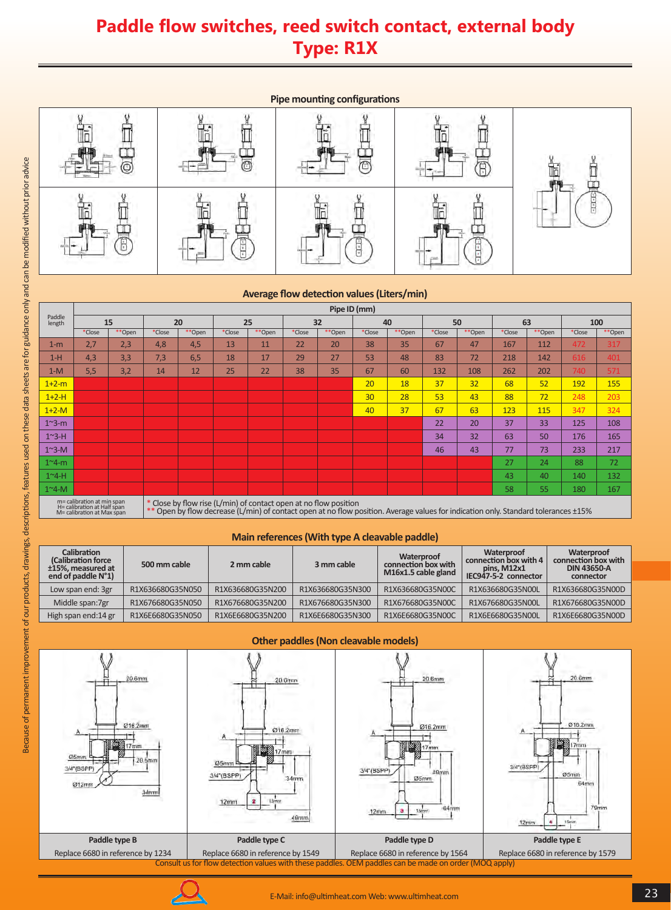# Paddle flow switches, reed switch contact, external body
# Type: R1X

## Pipe mounting configurations

## Average flow detection values (Liters/min)

| Paddle length | Pipe ID (mm) | | | | | | | | | | | | | | | |
|---|---|---|---|---|---|---|---|---|---|---|---|---|---|---|---|---|
| | 15 | | 20 | | 25 | | 32 | | 40 | | 50 | | 63 | | 100 | |
| | *Close | **Open | *Close | **Open | *Close | **Open | *Close | **Open | *Close | **Open | *Close | **Open | *Close | **Open | *Close | **Open |
| 1-m | 2,7 | 2,3 | 4,8 | 4,5 | 13 | 11 | 22 | 20 | 38 | 35 | 67 | 47 | 167 | 112 | 472 | 317 |
| 1-H | 4,3 | 3,3 | 7,3 | 6,5 | 18 | 17 | 29 | 27 | 53 | 48 | 83 | 72 | 218 | 142 | 616 | 401 |
| 1-M | 5,5 | 3,2 | 14 | 12 | 25 | 22 | 38 | 35 | 67 | 60 | 132 | 108 | 262 | 202 | 740 | 571 |
| 1+2-m | | | | | | | | | 20 | 18 | 37 | 32 | 68 | 52 | 192 | 155 |
| 1+2-H | | | | | | | | | 30 | 28 | 53 | 43 | 88 | 72 | 248 | 203 |
| 1+2-M | | | | | | | | | 40 | 37 | 67 | 63 | 123 | 115 | 347 | 324 |
| 1~3-m | | | | | | | | | | | 22 | 20 | 37 | 33 | 125 | 108 |
| 1~3-H | | | | | | | | | | | 34 | 32 | 63 | 50 | 176 | 165 |
| 1~3-M | | | | | | | | | | | 46 | 43 | 77 | 73 | 233 | 217 |
| 1~4-m | | | | | | | | | | | | | 27 | 24 | 88 | 72 |
| 1~4-H | | | | | | | | | | | | | 43 | 40 | 140 | 132 |
| 1~4-M | | | | | | | | | | | | | 58 | 55 | 180 | 167 |

m= calibration at min span
H= calibration at Half span
M= calibration at Max span

\* Close by flow rise (L/min) of contact open at no flow position
\** Open by flow decrease (L/min) of contact open at no flow position. Average values for indication only. Standard tolerances ±15%

## Main references (With type A cleavable paddle)

| Calibration (Calibration force ±15%, measured at end of paddle N°1) | 500 mm cable | 2 mm cable | 3 mm cable | Waterproof connection box with M16x1.5 cable gland | Waterproof connection box with 4 pins, M12x1 IEC947-5-2 connector | Waterproof connection box with DIN 43650-A connector |
|---|---|---|---|---|---|---|
| Low span end: 3gr | R1X636680G35N050 | R1X636680G35N200 | R1X636680G35N300 | R1X636680G35N00C | R1X636680G35N00L | R1X636680G35N00D |
| Middle span:7gr | R1X676680G35N050 | R1X676680G35N200 | R1X676680G35N300 | R1X676680G35N00C | R1X676680G35N00L | R1X676680G35N00D |
| High span end:14 gr | R1X6E6680G35N050 | R1X6E6680G35N200 | R1X6E6680G35N300 | R1X6E6680G35N00C | R1X6E6680G35N00L | R1X6E6680G35N00D |

## Other paddles (Non cleavable models)

| Paddle type B | Paddle type C | Paddle type D | Paddle type E |
|---|---|---|---|
| Replace 6680 in reference by 1234 | Replace 6680 in reference by 1549 | Replace 6680 in reference by 1564 | Replace 6680 in reference by 1579 |

Consult us for flow detection values with these paddles. OEM paddles can be made on order (MOQ apply)

Because of permanent improvement of our products, drawings, descriptions, features used on these data sheets are for guidance only and can be modified without prior advice

E-Mail: info@ultimheat.com Web: www.ultimheat.com